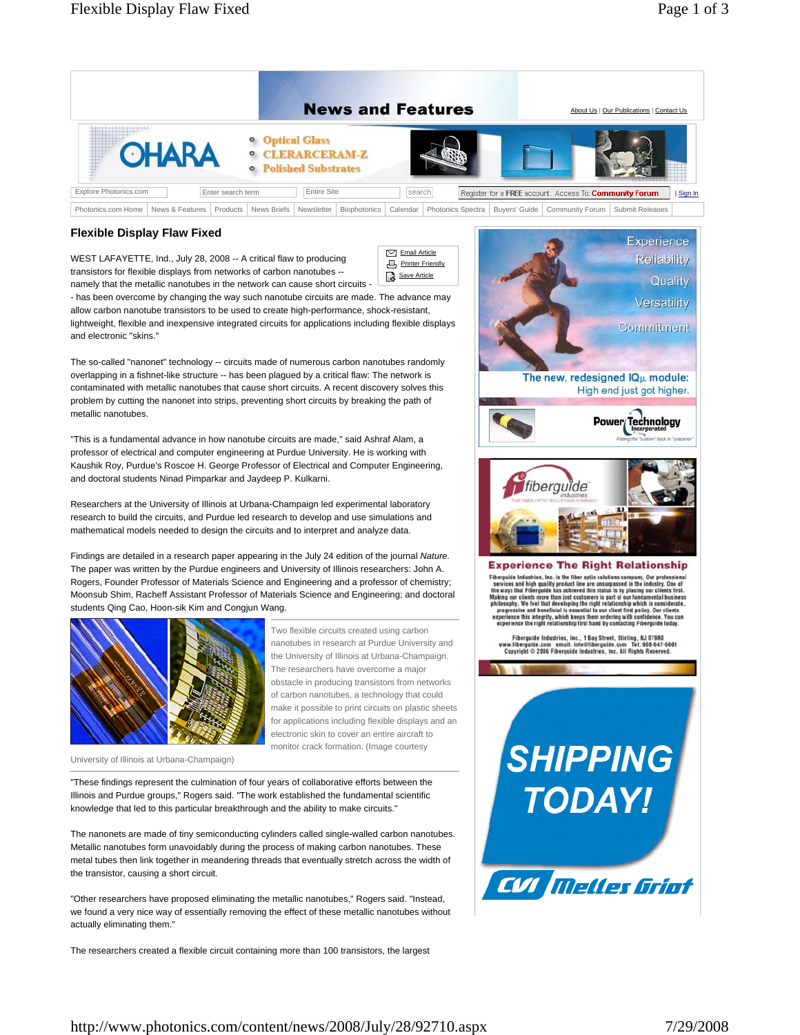# Flexible Display Flaw Fixed

WEST LAFAYETTE, Ind., July 28, 2008 -- A critical flaw to producing transistors for flexible displays from networks of carbon nanotubes -- namely that the metallic nanotubes in the network can cause short circuits -- has been overcome by changing the way such nanotube circuits are made. The advance may allow carbon nanotube transistors to be used to create high-performance, shock-resistant, lightweight, flexible and inexpensive integrated circuits for applications including flexible displays and electronic "skins."

The so-called "nanonet" technology -- circuits made of numerous carbon nanotubes randomly overlapping in a fishnet-like structure -- has been plagued by a critical flaw: The network is contaminated with metallic nanotubes that cause short circuits. A recent discovery solves this problem by cutting the nanonet into strips, preventing short circuits by breaking the path of metallic nanotubes.

"This is a fundamental advance in how nanotube circuits are made," said Ashraf Alam, a professor of electrical and computer engineering at Purdue University. He is working with Kaushik Roy, Purdue's Roscoe H. George Professor of Electrical and Computer Engineering, and doctoral students Ninad Pimparkar and Jaydeep P. Kulkarni.

Researchers at the University of Illinois at Urbana-Champaign led experimental laboratory research to build the circuits, and Purdue led research to develop and use simulations and mathematical models needed to design the circuits and to interpret and analyze data.

Findings are detailed in a research paper appearing in the July 24 edition of the journal *Nature*. The paper was written by the Purdue engineers and University of Illinois researchers: John A. Rogers, Founder Professor of Materials Science and Engineering and a professor of chemistry; Moonsub Shim, Racheff Assistant Professor of Materials Science and Engineering; and doctoral students Qing Cao, Hoon-sik Kim and Congjun Wang.

Two flexible circuits created using carbon nanotubes in research at Purdue University and the University of Illinois at Urbana-Champaign. The researchers have overcome a major obstacle in producing transistors from networks of carbon nanotubes, a technology that could make it possible to print circuits on plastic sheets for applications including flexible displays and an electronic skin to cover an entire aircraft to monitor crack formation. (Image courtesy University of Illinois at Urbana-Champaign)

"These findings represent the culmination of four years of collaborative efforts between the Illinois and Purdue groups," Rogers said. "The work established the fundamental scientific knowledge that led to this particular breakthrough and the ability to make circuits."

The nanonets are made of tiny semiconducting cylinders called single-walled carbon nanotubes. Metallic nanotubes form unavoidably during the process of making carbon nanotubes. These metal tubes then link together in meandering threads that eventually stretch across the width of the transistor, causing a short circuit.

"Other researchers have proposed eliminating the metallic nanotubes," Rogers said. "Instead, we found a very nice way of essentially removing the effect of these metallic nanotubes without actually eliminating them."

The researchers created a flexible circuit containing more than 100 transistors, the largest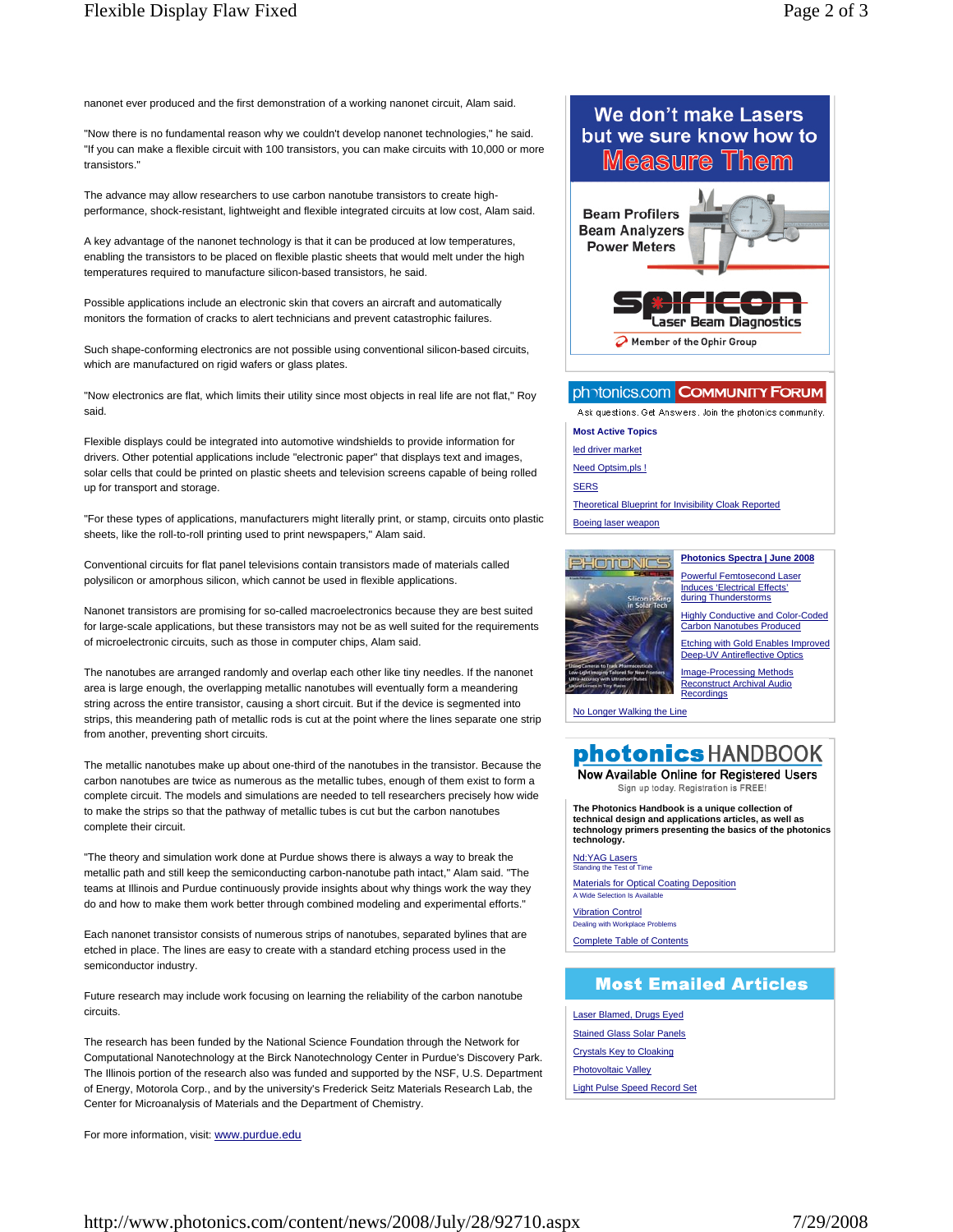nanonet ever produced and the first demonstration of a working nanonet circuit, Alam said.

"Now there is no fundamental reason why we couldn't develop nanonet technologies," he said. "If you can make a flexible circuit with 100 transistors, you can make circuits with 10,000 or more transistors."

The advance may allow researchers to use carbon nanotube transistors to create high-performance, shock-resistant, lightweight and flexible integrated circuits at low cost, Alam said.

A key advantage of the nanonet technology is that it can be produced at low temperatures, enabling the transistors to be placed on flexible plastic sheets that would melt under the high temperatures required to manufacture silicon-based transistors, he said.

Possible applications include an electronic skin that covers an aircraft and automatically monitors the formation of cracks to alert technicians and prevent catastrophic failures.

Such shape-conforming electronics are not possible using conventional silicon-based circuits, which are manufactured on rigid wafers or glass plates.

"Now electronics are flat, which limits their utility since most objects in real life are not flat," Roy said.

Flexible displays could be integrated into automotive windshields to provide information for drivers. Other potential applications include "electronic paper" that displays text and images, solar cells that could be printed on plastic sheets and television screens capable of being rolled up for transport and storage.

"For these types of applications, manufacturers might literally print, or stamp, circuits onto plastic sheets, like the roll-to-roll printing used to print newspapers," Alam said.

Conventional circuits for flat panel televisions contain transistors made of materials called polysilicon or amorphous silicon, which cannot be used in flexible applications.

Nanonet transistors are promising for so-called macroelectronics because they are best suited for large-scale applications, but these transistors may not be as well suited for the requirements of microelectronic circuits, such as those in computer chips, Alam said.

The nanotubes are arranged randomly and overlap each other like tiny needles. If the nanonet area is large enough, the overlapping metallic nanotubes will eventually form a meandering string across the entire transistor, causing a short circuit. But if the device is segmented into strips, this meandering path of metallic rods is cut at the point where the lines separate one strip from another, preventing short circuits.

The metallic nanotubes make up about one-third of the nanotubes in the transistor. Because the carbon nanotubes are twice as numerous as the metallic tubes, enough of them exist to form a complete circuit. The models and simulations are needed to tell researchers precisely how wide to make the strips so that the pathway of metallic tubes is cut but the carbon nanotubes complete their circuit.

"The theory and simulation work done at Purdue shows there is always a way to break the metallic path and still keep the semiconducting carbon-nanotube path intact," Alam said. "The teams at Illinois and Purdue continuously provide insights about why things work the way they do and how to make them work better through combined modeling and experimental efforts."

Each nanonet transistor consists of numerous strips of nanotubes, separated bylines that are etched in place. The lines are easy to create with a standard etching process used in the semiconductor industry.

Future research may include work focusing on learning the reliability of the carbon nanotube circuits.

The research has been funded by the National Science Foundation through the Network for Computational Nanotechnology at the Birck Nanotechnology Center in Purdue's Discovery Park. The Illinois portion of the research also was funded and supported by the NSF, U.S. Department of Energy, Motorola Corp., and by the university's Frederick Seitz Materials Research Lab, the Center for Microanalysis of Materials and the Department of Chemistry.

For more information, visit: www.purdue.edu

We don't make Lasers but we sure know how to Measure Them

Beam Profilers
Beam Analyzers
Power Meters

Spiricon Laser Beam Diagnostics
Member of the Ophir Group

photonics.com COMMUNITY FORUM

Ask questions. Get Answers. Join the photonics community.

**Most Active Topics**

- led driver market
- Need Optsim,pls !
- SERS
- Theoretical Blueprint for Invisibility Cloak Reported
- Boeing laser weapon

**Photonics Spectra | June 2008**

- Powerful Femtosecond Laser Induces 'Electrical Effects' during Thunderstorms
- Highly Conductive and Color-Coded Carbon Nanotubes Produced
- Etching with Gold Enables Improved Deep-UV Antireflective Optics
- Image-Processing Methods Reconstruct Archival Audio Recordings
- No Longer Walking the Line

**photonics HANDBOOK**

Now Available Online for Registered Users

Sign up today. Registration is FREE!

**The Photonics Handbook is a unique collection of technical design and applications articles, as well as technology primers presenting the basics of the photonics technology.**

- Nd:YAG Lasers
  Standing the Test of Time
- Materials for Optical Coating Deposition
  A Wide Selection Is Available
- Vibration Control
  Dealing with Workplace Problems
- Complete Table of Contents

**Most Emailed Articles**

- Laser Blamed, Drugs Eyed
- Stained Glass Solar Panels
- Crystals Key to Cloaking
- Photovoltaic Valley
- Light Pulse Speed Record Set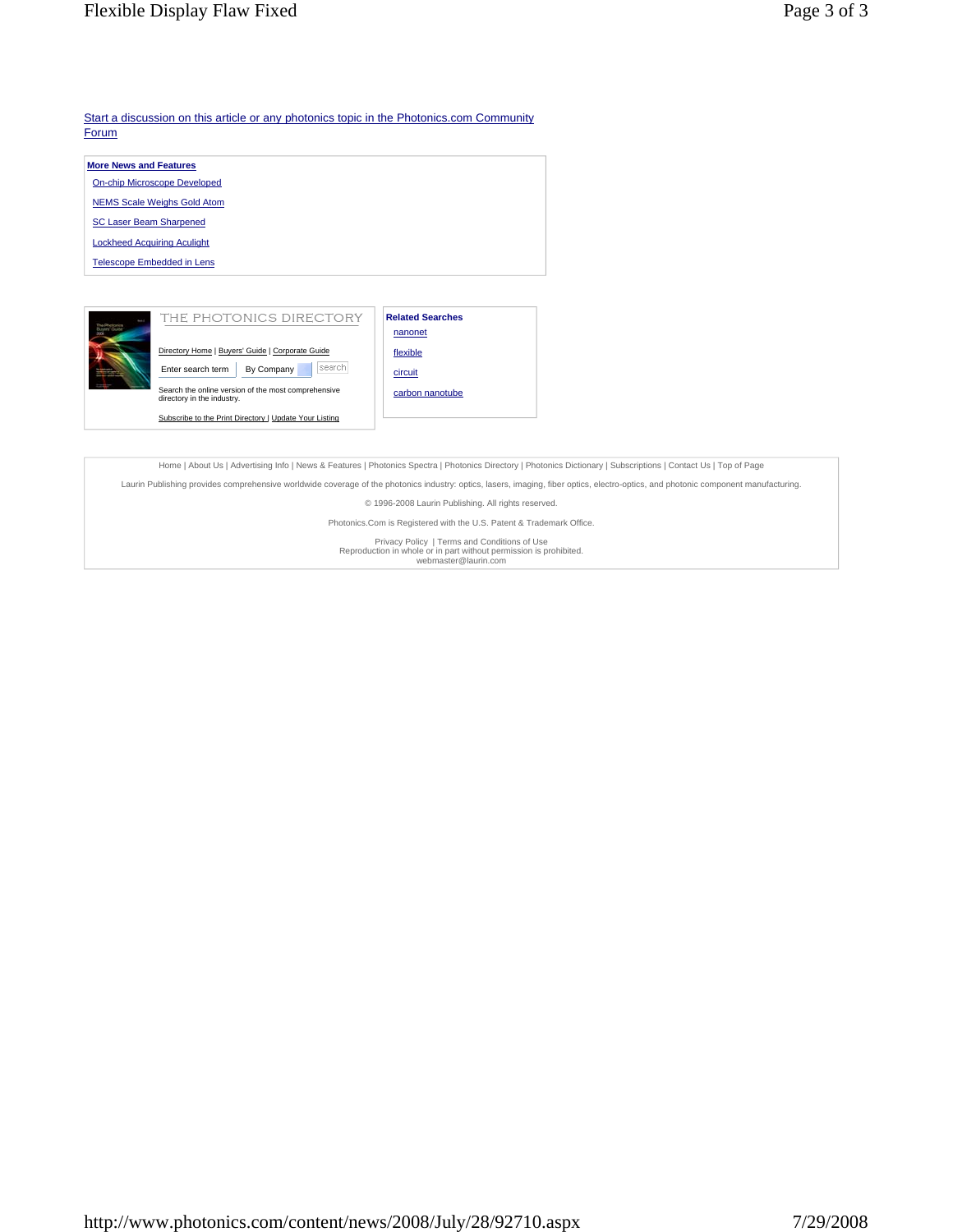Start a discussion on this article or any photonics topic in the Photonics.com Community Forum

**More News and Features**

- On-chip Microscope Developed
- NEMS Scale Weighs Gold Atom
- SC Laser Beam Sharpened
- Lockheed Acquiring Aculight
- Telescope Embedded in Lens

THE PHOTONICS DIRECTORY

Directory Home | Buyers' Guide | Corporate Guide

Enter search term | By Company | search

Search the online version of the most comprehensive directory in the industry.

Subscribe to the Print Directory | Update Your Listing

**Related Searches**

- nanonet
- flexible
- circuit
- carbon nanotube

Home | About Us | Advertising Info | News & Features | Photonics Spectra | Photonics Directory | Photonics Dictionary | Subscriptions | Contact Us | Top of Page

Laurin Publishing provides comprehensive worldwide coverage of the photonics industry: optics, lasers, imaging, fiber optics, electro-optics, and photonic component manufacturing.

© 1996-2008 Laurin Publishing. All rights reserved.

Photonics.Com is Registered with the U.S. Patent & Trademark Office.

Privacy Policy | Terms and Conditions of Use
Reproduction in whole or in part without permission is prohibited.
webmaster@laurin.com